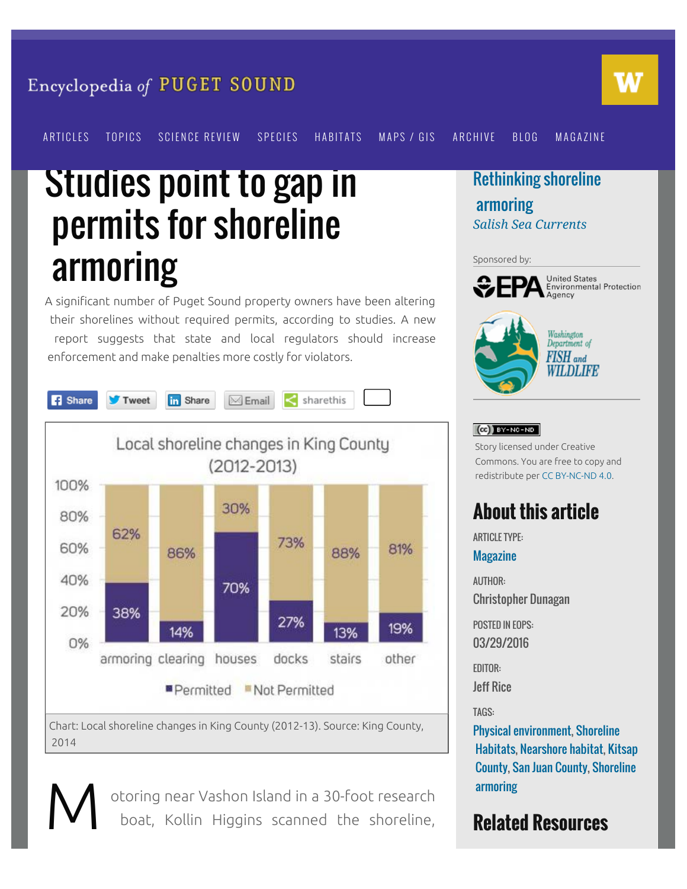Encyclopedia of PUGET SOUND

ARTICLES TOPICS SCIENCE REVIEW SPECIES HABITATS MAPS / GIS ARCHIVE BLOG MAGAZINE

# Studies point to gap in permits for shoreline armoring

A significant number of Puget Sound property owners have been altering their shorelines without required permits, according to studies. A new report suggests that state and local regulators should increase enforcement and make penalties more costly for violators.

Share Tweet Share Email sharethis

**Local shoreline changes in King County (2012-2013)**

| | armoring | clearing | houses | docks | stairs | other |
|---|---|---|---|---|---|---|
| Permitted | 38% | 14% | 70% | 27% | 13% | 19% |
| Not Permitted | 62% | 86% | 30% | 73% | 88% | 81% |

Chart: Local shoreline changes in King County (2012-13). Source: King County, 2014

Motoring near Vashon Island in a 30-foot research boat, Kollin Higgins scanned the shoreline,

Rethinking shoreline armoring
*Salish Sea Currents*

Sponsored by:

EPA United States Environmental Protection Agency

Washington Department of FISH and WILDLIFE

CC BY-NC-ND

Story licensed under Creative Commons. You are free to copy and redistribute per CC BY-NC-ND 4.0.

## About this article

ARTICLE TYPE:
Magazine

AUTHOR:
Christopher Dunagan

POSTED IN EOPS:
03/29/2016

EDITOR:
Jeff Rice

TAGS:
Physical environment, Shoreline Habitats, Nearshore habitat, Kitsap County, San Juan County, Shoreline armoring

## Related Resources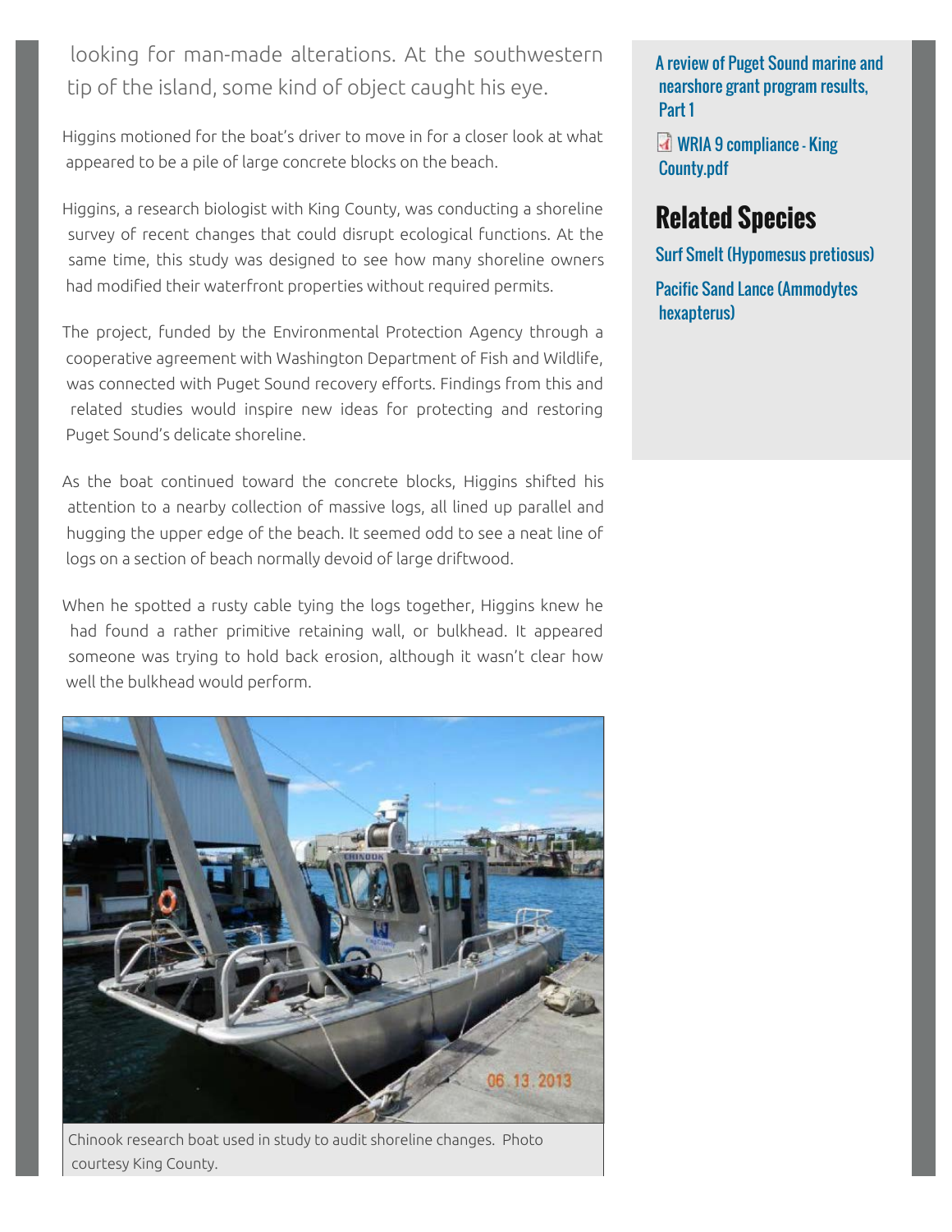looking for man-made alterations. At the southwestern tip of the island, some kind of object caught his eye.

Higgins motioned for the boat's driver to move in for a closer look at what appeared to be a pile of large concrete blocks on the beach.

Higgins, a research biologist with King County, was conducting a shoreline survey of recent changes that could disrupt ecological functions. At the same time, this study was designed to see how many shoreline owners had modified their waterfront properties without required permits.

The project, funded by the Environmental Protection Agency through a cooperative agreement with Washington Department of Fish and Wildlife, was connected with Puget Sound recovery efforts. Findings from this and related studies would inspire new ideas for protecting and restoring Puget Sound's delicate shoreline.

As the boat continued toward the concrete blocks, Higgins shifted his attention to a nearby collection of massive logs, all lined up parallel and hugging the upper edge of the beach. It seemed odd to see a neat line of logs on a section of beach normally devoid of large driftwood.

When he spotted a rusty cable tying the logs together, Higgins knew he had found a rather primitive retaining wall, or bulkhead. It appeared someone was trying to hold back erosion, although it wasn't clear how well the bulkhead would perform.

Chinook research boat used in study to audit shoreline changes. Photo courtesy King County.

A review of Puget Sound marine and nearshore grant program results, Part 1

WRIA 9 compliance - King County.pdf

## Related Species

Surf Smelt (Hypomesus pretiosus)

Pacific Sand Lance (Ammodytes hexapterus)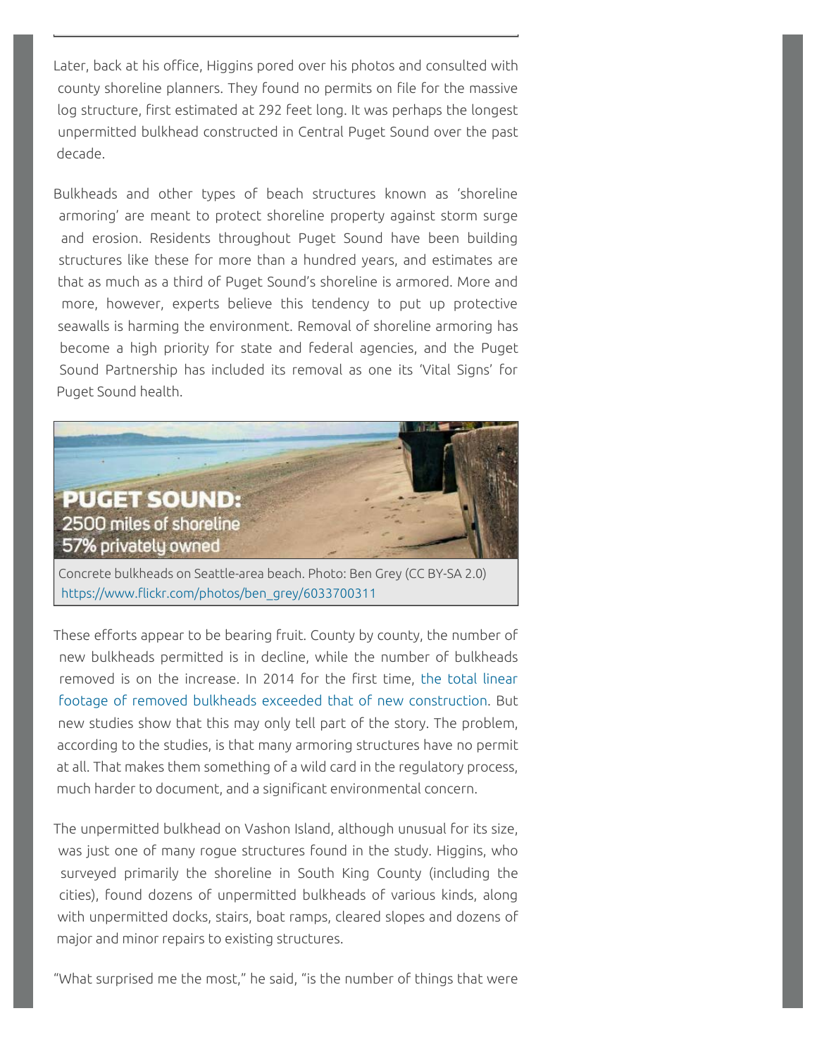Later, back at his office, Higgins pored over his photos and consulted with county shoreline planners. They found no permits on file for the massive log structure, first estimated at 292 feet long. It was perhaps the longest unpermitted bulkhead constructed in Central Puget Sound over the past decade.

Bulkheads and other types of beach structures known as 'shoreline armoring' are meant to protect shoreline property against storm surge and erosion. Residents throughout Puget Sound have been building structures like these for more than a hundred years, and estimates are that as much as a third of Puget Sound's shoreline is armored. More and more, however, experts believe this tendency to put up protective seawalls is harming the environment. Removal of shoreline armoring has become a high priority for state and federal agencies, and the Puget Sound Partnership has included its removal as one its 'Vital Signs' for Puget Sound health.

**PUGET SOUND:**
2500 miles of shoreline
57% privately owned

Concrete bulkheads on Seattle-area beach. Photo: Ben Grey (CC BY-SA 2.0) https://www.flickr.com/photos/ben_grey/6033700311

These efforts appear to be bearing fruit. County by county, the number of new bulkheads permitted is in decline, while the number of bulkheads removed is on the increase. In 2014 for the first time, the total linear footage of removed bulkheads exceeded that of new construction. But new studies show that this may only tell part of the story. The problem, according to the studies, is that many armoring structures have no permit at all. That makes them something of a wild card in the regulatory process, much harder to document, and a significant environmental concern.

The unpermitted bulkhead on Vashon Island, although unusual for its size, was just one of many rogue structures found in the study. Higgins, who surveyed primarily the shoreline in South King County (including the cities), found dozens of unpermitted bulkheads of various kinds, along with unpermitted docks, stairs, boat ramps, cleared slopes and dozens of major and minor repairs to existing structures.

"What surprised me the most," he said, "is the number of things that were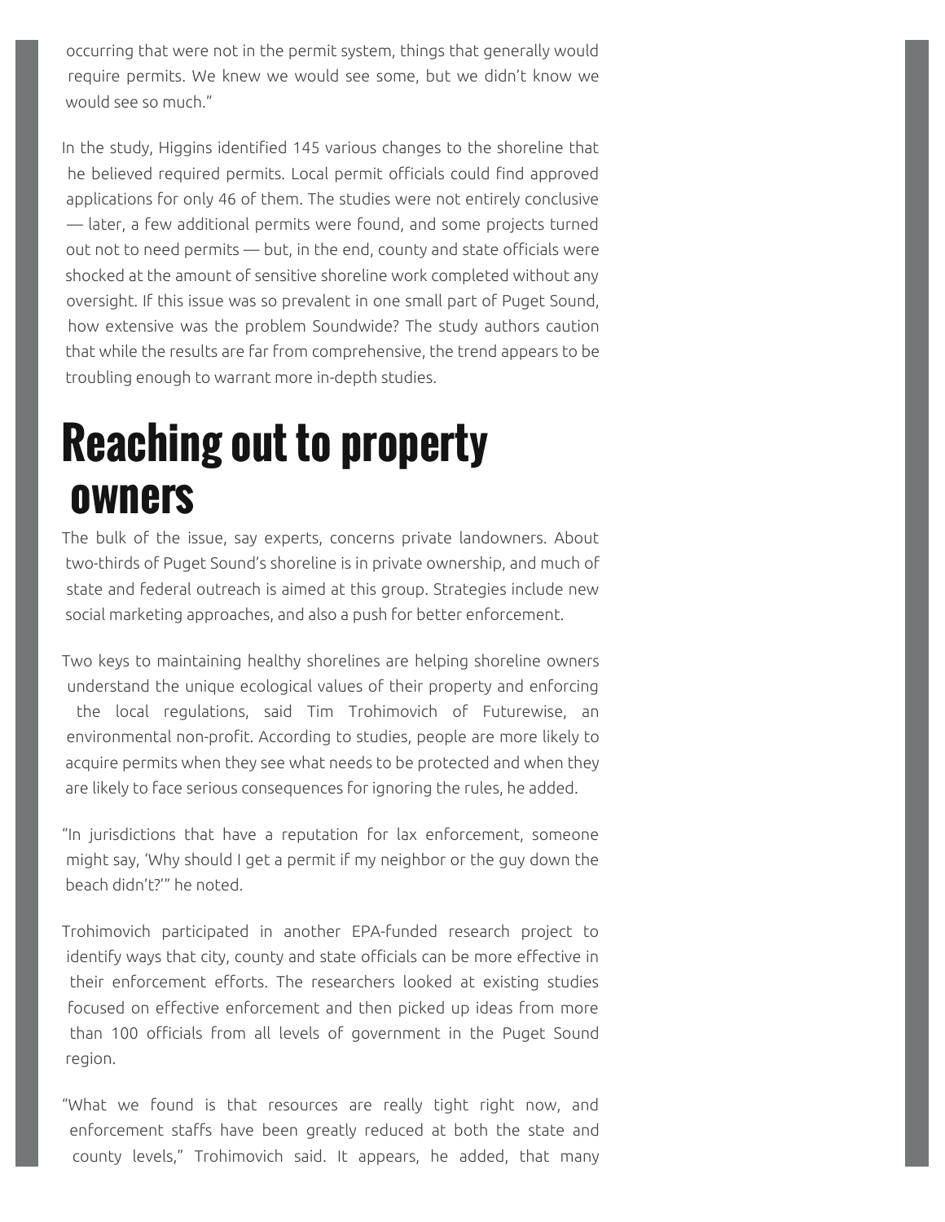occurring that were not in the permit system, things that generally would require permits. We knew we would see some, but we didn't know we would see so much."

In the study, Higgins identified 145 various changes to the shoreline that he believed required permits. Local permit officials could find approved applications for only 46 of them. The studies were not entirely conclusive — later, a few additional permits were found, and some projects turned out not to need permits — but, in the end, county and state officials were shocked at the amount of sensitive shoreline work completed without any oversight. If this issue was so prevalent in one small part of Puget Sound, how extensive was the problem Soundwide? The study authors caution that while the results are far from comprehensive, the trend appears to be troubling enough to warrant more in-depth studies.

# Reaching out to property owners

The bulk of the issue, say experts, concerns private landowners. About two-thirds of Puget Sound's shoreline is in private ownership, and much of state and federal outreach is aimed at this group. Strategies include new social marketing approaches, and also a push for better enforcement.

Two keys to maintaining healthy shorelines are helping shoreline owners understand the unique ecological values of their property and enforcing the local regulations, said Tim Trohimovich of Futurewise, an environmental non-profit. According to studies, people are more likely to acquire permits when they see what needs to be protected and when they are likely to face serious consequences for ignoring the rules, he added.

"In jurisdictions that have a reputation for lax enforcement, someone might say, 'Why should I get a permit if my neighbor or the guy down the beach didn't?'" he noted.

Trohimovich participated in another EPA-funded research project to identify ways that city, county and state officials can be more effective in their enforcement efforts. The researchers looked at existing studies focused on effective enforcement and then picked up ideas from more than 100 officials from all levels of government in the Puget Sound region.

"What we found is that resources are really tight right now, and enforcement staffs have been greatly reduced at both the state and county levels," Trohimovich said. It appears, he added, that many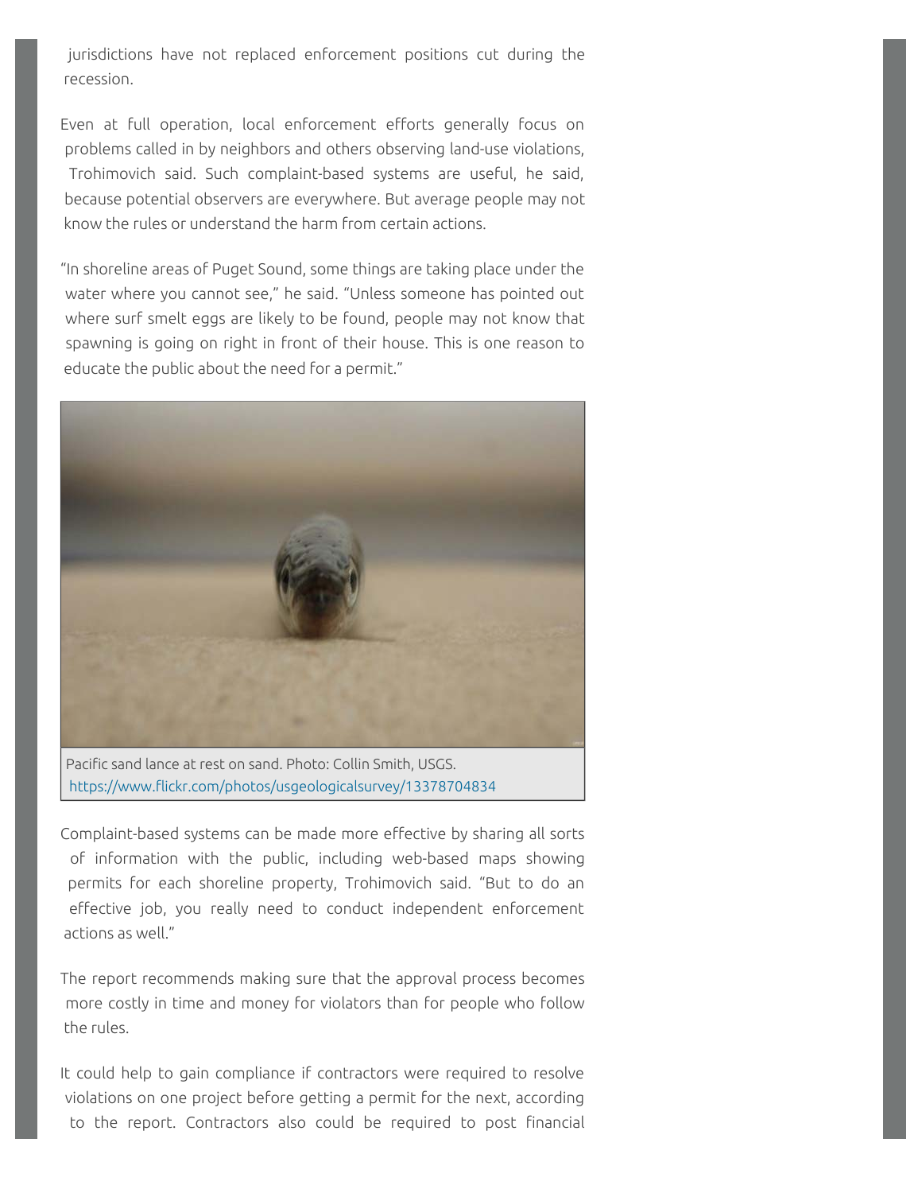jurisdictions have not replaced enforcement positions cut during the recession.

Even at full operation, local enforcement efforts generally focus on problems called in by neighbors and others observing land-use violations, Trohimovich said. Such complaint-based systems are useful, he said, because potential observers are everywhere. But average people may not know the rules or understand the harm from certain actions.

"In shoreline areas of Puget Sound, some things are taking place under the water where you cannot see," he said. "Unless someone has pointed out where surf smelt eggs are likely to be found, people may not know that spawning is going on right in front of their house. This is one reason to educate the public about the need for a permit."

Pacific sand lance at rest on sand. Photo: Collin Smith, USGS. https://www.flickr.com/photos/usgeologicalsurvey/13378704834

Complaint-based systems can be made more effective by sharing all sorts of information with the public, including web-based maps showing permits for each shoreline property, Trohimovich said. "But to do an effective job, you really need to conduct independent enforcement actions as well."

The report recommends making sure that the approval process becomes more costly in time and money for violators than for people who follow the rules.

It could help to gain compliance if contractors were required to resolve violations on one project before getting a permit for the next, according to the report. Contractors also could be required to post financial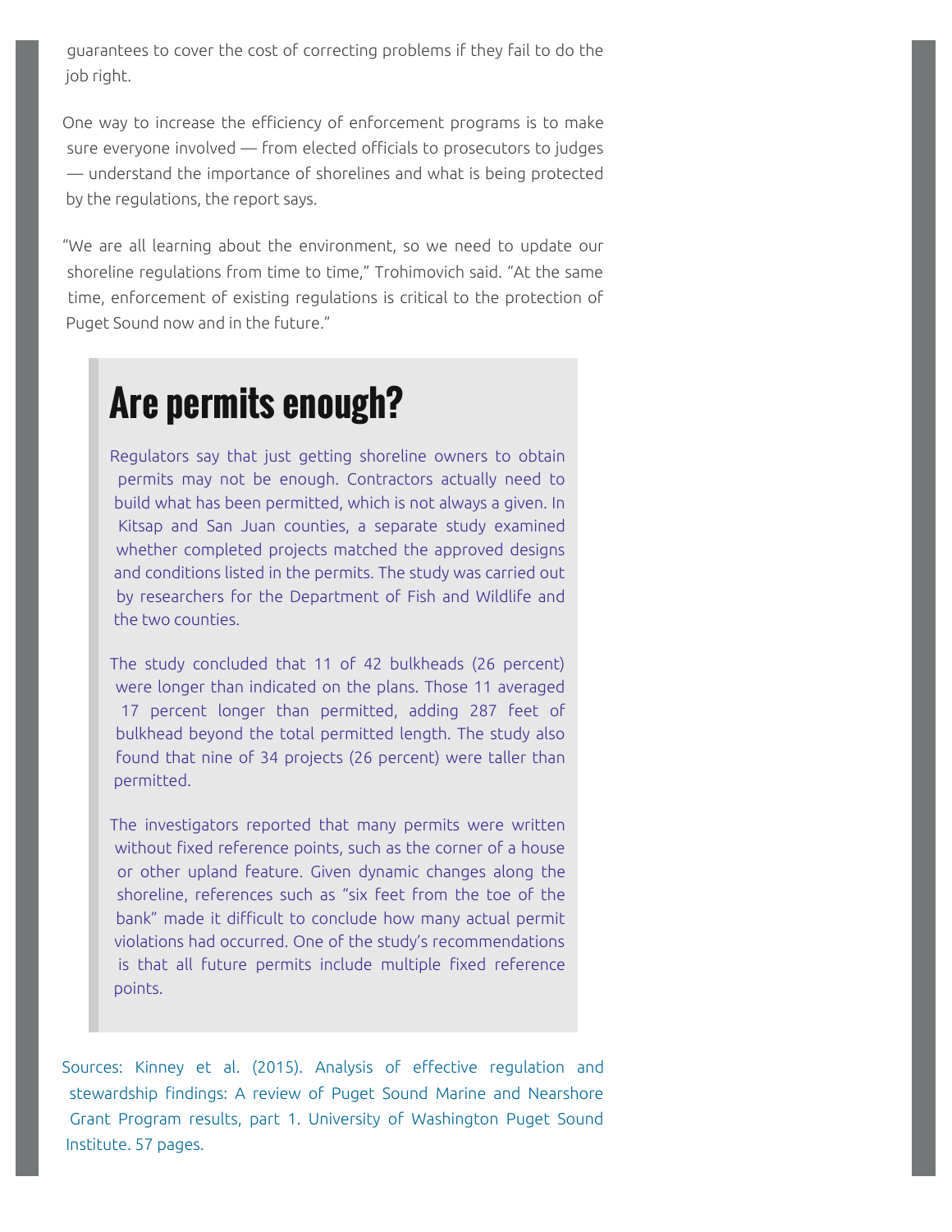guarantees to cover the cost of correcting problems if they fail to do the job right.

One way to increase the efficiency of enforcement programs is to make sure everyone involved — from elected officials to prosecutors to judges — understand the importance of shorelines and what is being protected by the regulations, the report says.

"We are all learning about the environment, so we need to update our shoreline regulations from time to time," Trohimovich said. "At the same time, enforcement of existing regulations is critical to the protection of Puget Sound now and in the future."

## Are permits enough?

Regulators say that just getting shoreline owners to obtain permits may not be enough. Contractors actually need to build what has been permitted, which is not always a given. In Kitsap and San Juan counties, a separate study examined whether completed projects matched the approved designs and conditions listed in the permits. The study was carried out by researchers for the Department of Fish and Wildlife and the two counties.

The study concluded that 11 of 42 bulkheads (26 percent) were longer than indicated on the plans. Those 11 averaged 17 percent longer than permitted, adding 287 feet of bulkhead beyond the total permitted length. The study also found that nine of 34 projects (26 percent) were taller than permitted.

The investigators reported that many permits were written without fixed reference points, such as the corner of a house or other upland feature. Given dynamic changes along the shoreline, references such as "six feet from the toe of the bank" made it difficult to conclude how many actual permit violations had occurred. One of the study's recommendations is that all future permits include multiple fixed reference points.

Sources: Kinney et al. (2015). Analysis of effective regulation and stewardship findings: A review of Puget Sound Marine and Nearshore Grant Program results, part 1. University of Washington Puget Sound Institute. 57 pages.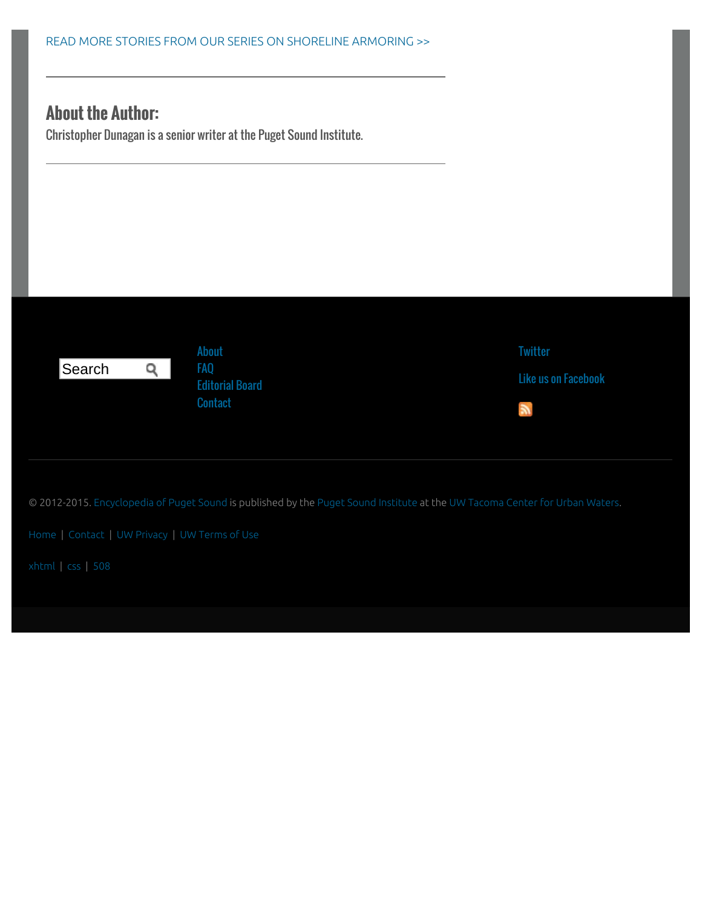READ MORE STORIES FROM OUR SERIES ON SHORELINE ARMORING >>

---

## About the Author:

Christopher Dunagan is a senior writer at the Puget Sound Institute.

---

Search

About
FAQ
Editorial Board
Contact

Twitter

Like us on Facebook

---

© 2012-2015. Encyclopedia of Puget Sound is published by the Puget Sound Institute at the UW Tacoma Center for Urban Waters.

Home | Contact | UW Privacy | UW Terms of Use

xhtml | css | 508